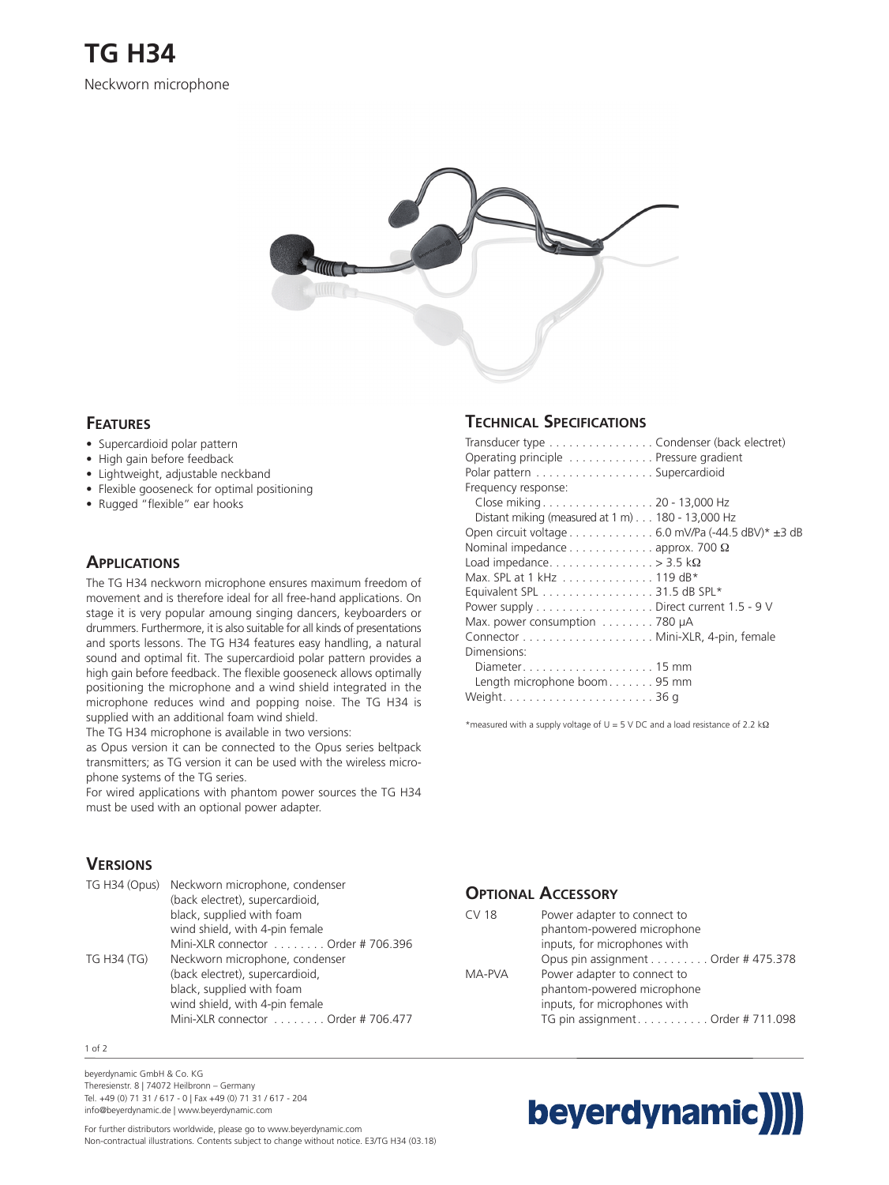# TG H34

Neckworn microphone

## Features

- Supercardioid polar pattern
- High gain before feedback
- Lightweight, adjustable neckband
- Flexible gooseneck for optimal positioning
- Rugged "flexible" ear hooks

## Applications

The TG H34 neckworn microphone ensures maximum freedom of movement and is therefore ideal for all free-hand applications. On stage it is very popular amoung singing dancers, keyboarders or drummers. Furthermore, it is also suitable for all kinds of presentations and sports lessons. The TG H34 features easy handling, a natural sound and optimal fit. The supercardioid polar pattern provides a high gain before feedback. The flexible gooseneck allows optimally positioning the microphone and a wind shield integrated in the microphone reduces wind and popping noise. The TG H34 is supplied with an additional foam wind shield.

The TG H34 microphone is available in two versions:

as Opus version it can be connected to the Opus series beltpack transmitters; as TG version it can be used with the wireless microphone systems of the TG series.

For wired applications with phantom power sources the TG H34 must be used with an optional power adapter.

## Technical Specifications

| | |
|---|---|
| Transducer type | Condenser (back electret) |
| Operating principle | Pressure gradient |
| Polar pattern | Supercardioid |
| Frequency response: | |
| Close miking | 20 - 13,000 Hz |
| Distant miking (measured at 1 m) | 180 - 13,000 Hz |
| Open circuit voltage | 6.0 mV/Pa (-44.5 dBV)* ±3 dB |
| Nominal impedance | approx. 700 Ω |
| Load impedance | > 3.5 kΩ |
| Max. SPL at 1 kHz | 119 dB* |
| Equivalent SPL | 31.5 dB SPL* |
| Power supply | Direct current 1.5 - 9 V |
| Max. power consumption | 780 µA |
| Connector | Mini-XLR, 4-pin, female |
| Dimensions: | |
| Diameter | 15 mm |
| Length microphone boom | 95 mm |
| Weight | 36 g |

*measured with a supply voltage of U = 5 V DC and a load resistance of 2.2 kΩ

## Versions

| | | |
|---|---|---|
| TG H34 (Opus) | Neckworn microphone, condenser (back electret), supercardioid, black, supplied with foam wind shield, with 4-pin female Mini-XLR connector | Order # 706.396 |
| TG H34 (TG) | Neckworn microphone, condenser (back electret), supercardioid, black, supplied with foam wind shield, with 4-pin female Mini-XLR connector | Order # 706.477 |

## Optional Accessory

| | | |
|---|---|---|
| CV 18 | Power adapter to connect to phantom-powered microphone inputs, for microphones with Opus pin assignment | Order # 475.378 |
| MA-PVA | Power adapter to connect to phantom-powered microphone inputs, for microphones with TG pin assignment | Order # 711.098 |

beyerdynamic GmbH & Co. KG
Theresienstr. 8 | 74072 Heilbronn – Germany
Tel. +49 (0) 71 31 / 617 - 0 | Fax +49 (0) 71 31 / 617 - 204
info@beyerdynamic.de | www.beyerdynamic.com

For further distributors worldwide, please go to www.beyerdynamic.com
Non-contractual illustrations. Contents subject to change without notice. E3/TG H34 (03.18)

beyerdynamic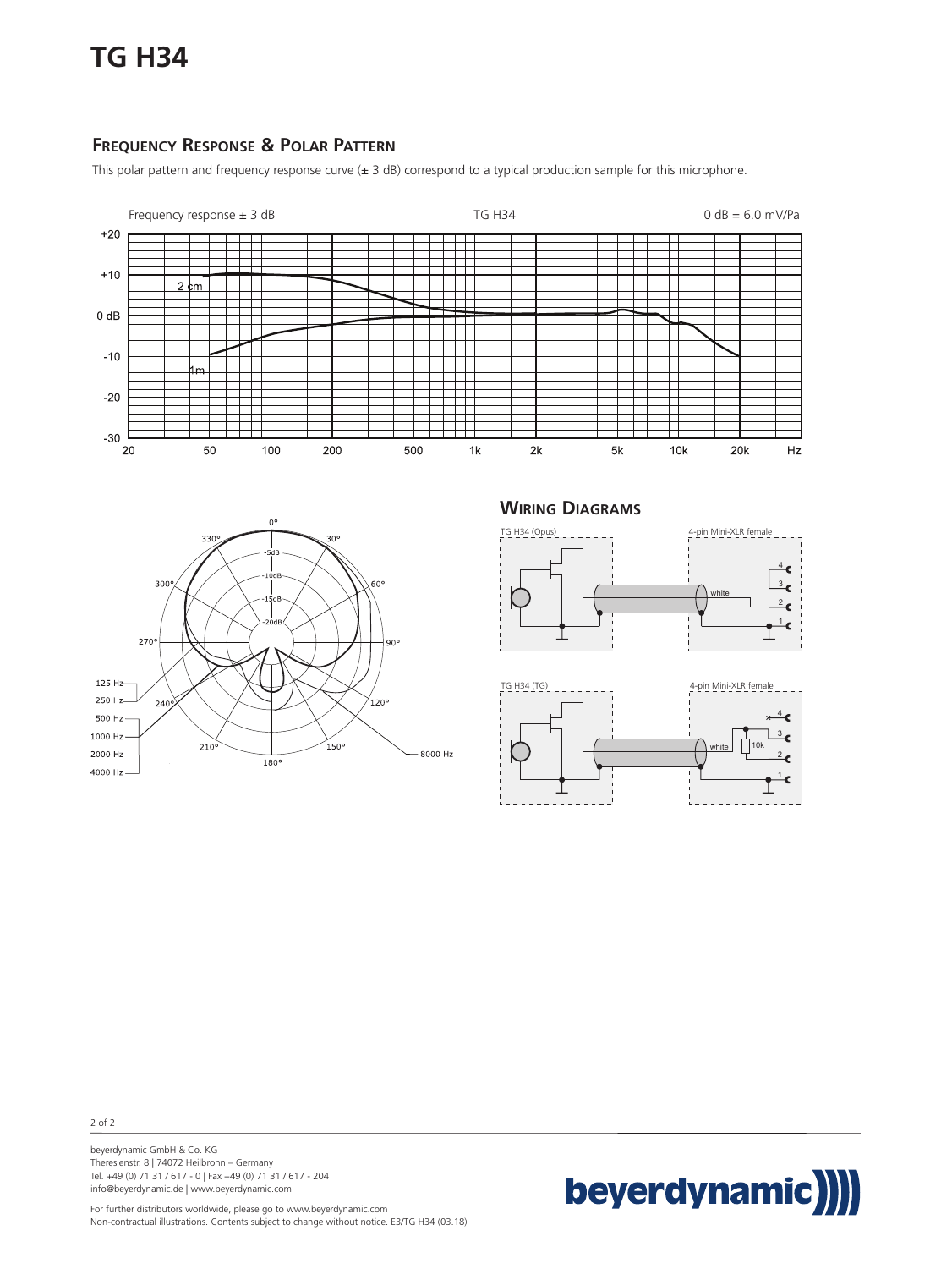# TG H34

## Frequency Response & Polar Pattern

This polar pattern and frequency response curve (± 3 dB) correspond to a typical production sample for this microphone.

Frequency response ± 3 dB

TG H34

0 dB = 6.0 mV/Pa

+20
+10
0 dB
-10
-20
-30

20 50 100 200 500 1k 2k 5k 10k 20k Hz

2 cm

1m

0°
30°
60°
90°
120°
150°
180°
210°
240°
270°
300°
330°

-5dB
-10dB
-15dB
-20dB

125 Hz
250 Hz
500 Hz
1000 Hz
2000 Hz
4000 Hz
8000 Hz

## Wiring Diagrams

TG H34 (Opus)

4-pin Mini-XLR female

white

4
3
2
1

TG H34 (TG)

4-pin Mini-XLR female

white

10k

4
3
2
1

beyerdynamic GmbH & Co. KG
Theresienstr. 8 | 74072 Heilbronn – Germany
Tel. +49 (0) 71 31 / 617 - 0 | Fax +49 (0) 71 31 / 617 - 204
info@beyerdynamic.de | www.beyerdynamic.com

For further distributors worldwide, please go to www.beyerdynamic.com
Non-contractual illustrations. Contents subject to change without notice. E3/TG H34 (03.18)

beyerdynamic